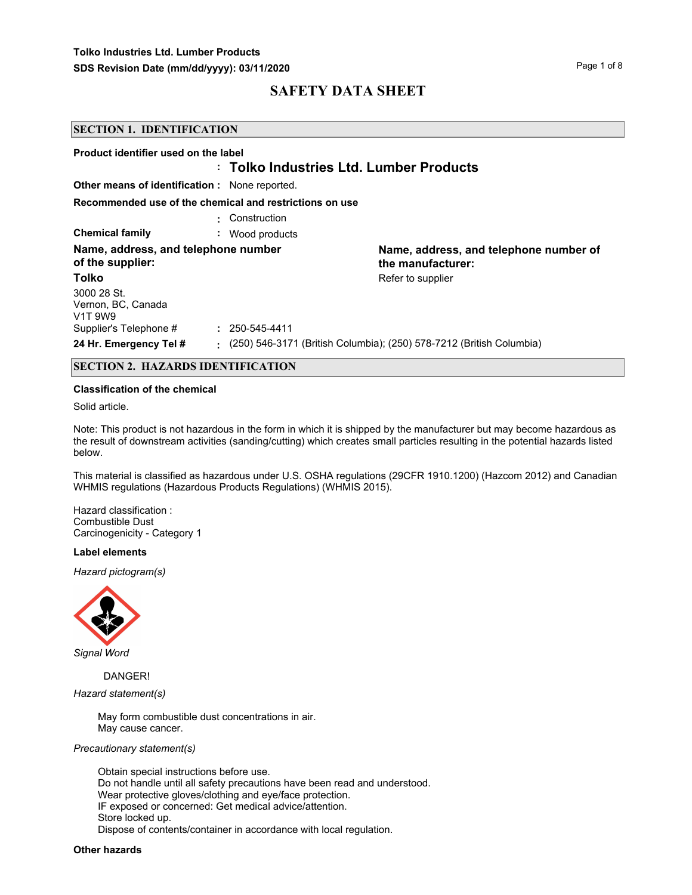# SAFETY DATA SHEET

## SECTION 1. IDENTIFICATION

**Product identifier used on the label** : **Tolko Industries Ltd. Lumber Products**

**Other means of identification :** None reported.

**Recommended use of the chemical and restrictions on use** : Construction

**Chemical family** : Wood products

**Name, address, and telephone number of the supplier:**

**Tolko**

3000 28 St.
Vernon, BC, Canada
V1T 9W9

Supplier's Telephone # : 250-545-4411

**Name, address, and telephone number of the manufacturer:**

Refer to supplier

**24 Hr. Emergency Tel #** : (250) 546-3171 (British Columbia); (250) 578-7212 (British Columbia)

## SECTION 2. HAZARDS IDENTIFICATION

**Classification of the chemical**

Solid article.

Note: This product is not hazardous in the form in which it is shipped by the manufacturer but may become hazardous as the result of downstream activities (sanding/cutting) which creates small particles resulting in the potential hazards listed below.

This material is classified as hazardous under U.S. OSHA regulations (29CFR 1910.1200) (Hazcom 2012) and Canadian WHMIS regulations (Hazardous Products Regulations) (WHMIS 2015).

Hazard classification :
Combustible Dust
Carcinogenicity - Category 1

**Label elements**

*Hazard pictogram(s)*

*Signal Word*

DANGER!

*Hazard statement(s)*

May form combustible dust concentrations in air.
May cause cancer.

*Precautionary statement(s)*

Obtain special instructions before use.
Do not handle until all safety precautions have been read and understood.
Wear protective gloves/clothing and eye/face protection.
IF exposed or concerned: Get medical advice/attention.
Store locked up.
Dispose of contents/container in accordance with local regulation.

**Other hazards**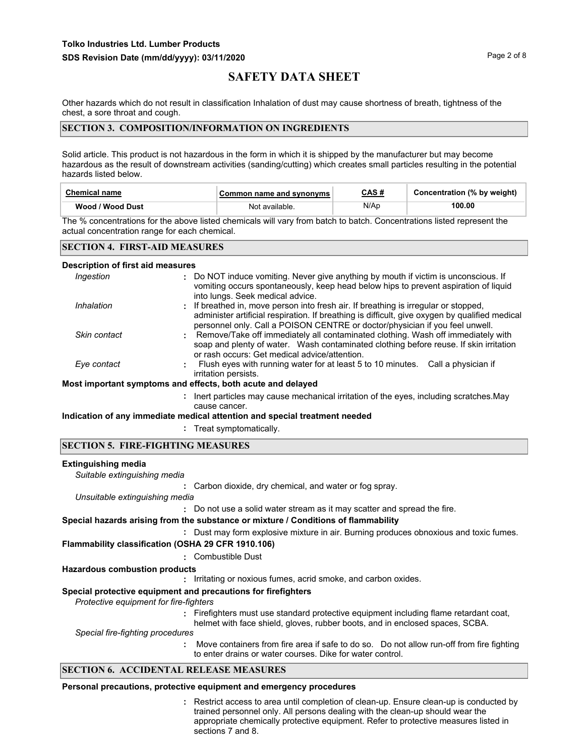Other hazards which do not result in classification Inhalation of dust may cause shortness of breath, tightness of the chest, a sore throat and cough.

## SECTION 3. COMPOSITION/INFORMATION ON INGREDIENTS

Solid article. This product is not hazardous in the form in which it is shipped by the manufacturer but may become hazardous as the result of downstream activities (sanding/cutting) which creates small particles resulting in the potential hazards listed below.

| Chemical name | Common name and synonyms | CAS # | Concentration (% by weight) |
|---|---|---|---|
| **Wood / Wood Dust** | Not available. | N/Ap | **100.00** |

The % concentrations for the above listed chemicals will vary from batch to batch. Concentrations listed represent the actual concentration range for each chemical.

## SECTION 4. FIRST-AID MEASURES

**Description of first aid measures**

*Ingestion* : Do NOT induce vomiting. Never give anything by mouth if victim is unconscious. If vomiting occurs spontaneously, keep head below hips to prevent aspiration of liquid into lungs. Seek medical advice.

*Inhalation* : If breathed in, move person into fresh air. If breathing is irregular or stopped, administer artificial respiration. If breathing is difficult, give oxygen by qualified medical personnel only. Call a POISON CENTRE or doctor/physician if you feel unwell.

*Skin contact* : Remove/Take off immediately all contaminated clothing. Wash off immediately with soap and plenty of water. Wash contaminated clothing before reuse. If skin irritation or rash occurs: Get medical advice/attention.

*Eye contact* : Flush eyes with running water for at least 5 to 10 minutes. Call a physician if irritation persists.

**Most important symptoms and effects, both acute and delayed**

: Inert particles may cause mechanical irritation of the eyes, including scratches.May cause cancer.

**Indication of any immediate medical attention and special treatment needed**

: Treat symptomatically.

## SECTION 5. FIRE-FIGHTING MEASURES

**Extinguishing media**

*Suitable extinguishing media*

: Carbon dioxide, dry chemical, and water or fog spray.

*Unsuitable extinguishing media*

: Do not use a solid water stream as it may scatter and spread the fire.

**Special hazards arising from the substance or mixture / Conditions of flammability**

: Dust may form explosive mixture in air. Burning produces obnoxious and toxic fumes.

**Flammability classification (OSHA 29 CFR 1910.106)**

: Combustible Dust

**Hazardous combustion products**

: Irritating or noxious fumes, acrid smoke, and carbon oxides.

**Special protective equipment and precautions for firefighters**

*Protective equipment for fire-fighters*

: Firefighters must use standard protective equipment including flame retardant coat, helmet with face shield, gloves, rubber boots, and in enclosed spaces, SCBA.

*Special fire-fighting procedures*

: Move containers from fire area if safe to do so. Do not allow run-off from fire fighting to enter drains or water courses. Dike for water control.

## SECTION 6. ACCIDENTAL RELEASE MEASURES

**Personal precautions, protective equipment and emergency procedures**

: Restrict access to area until completion of clean-up. Ensure clean-up is conducted by trained personnel only. All persons dealing with the clean-up should wear the appropriate chemically protective equipment. Refer to protective measures listed in sections 7 and 8.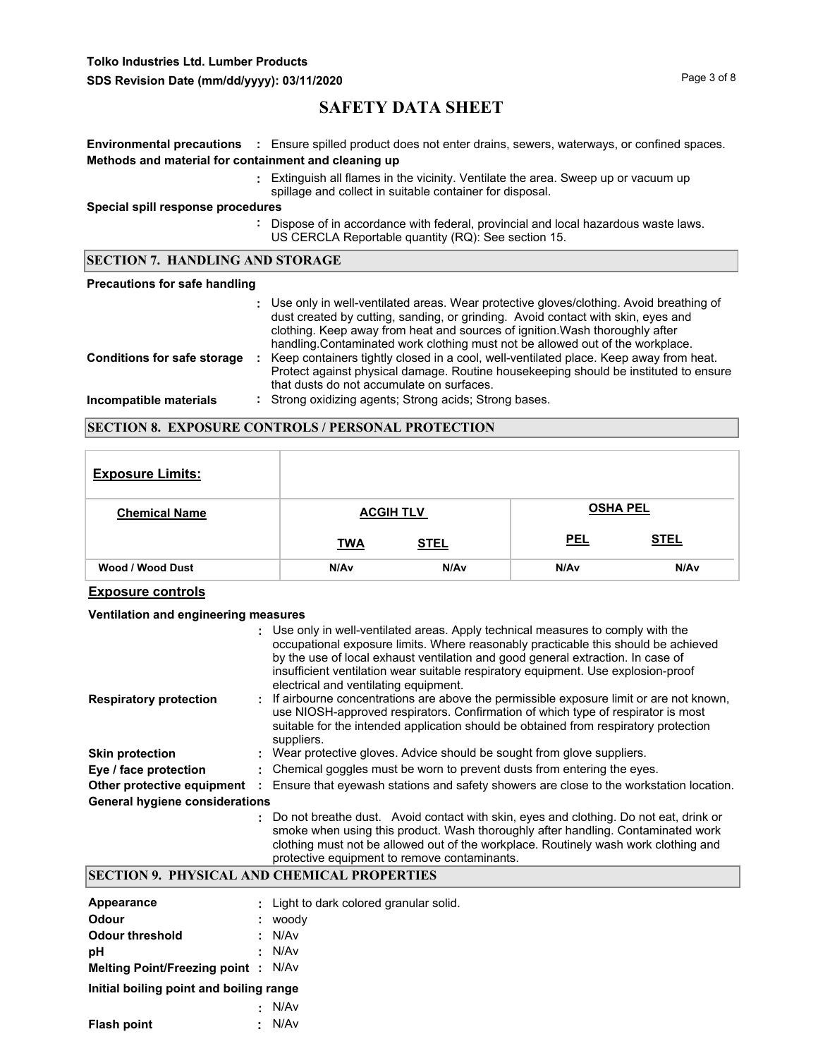**Environmental precautions** : Ensure spilled product does not enter drains, sewers, waterways, or confined spaces.

**Methods and material for containment and cleaning up**

: Extinguish all flames in the vicinity. Ventilate the area. Sweep up or vacuum up spillage and collect in suitable container for disposal.

**Special spill response procedures**

: Dispose of in accordance with federal, provincial and local hazardous waste laws. US CERCLA Reportable quantity (RQ): See section 15.

## SECTION 7. HANDLING AND STORAGE

**Precautions for safe handling**

: Use only in well-ventilated areas. Wear protective gloves/clothing. Avoid breathing of dust created by cutting, sanding, or grinding. Avoid contact with skin, eyes and clothing. Keep away from heat and sources of ignition.Wash thoroughly after handling.Contaminated work clothing must not be allowed out of the workplace.

**Conditions for safe storage** : Keep containers tightly closed in a cool, well-ventilated place. Keep away from heat. Protect against physical damage. Routine housekeeping should be instituted to ensure that dusts do not accumulate on surfaces.

**Incompatible materials** : Strong oxidizing agents; Strong acids; Strong bases.

## SECTION 8. EXPOSURE CONTROLS / PERSONAL PROTECTION

| **Exposure Limits:** | | | | |
|---|---|---|---|---|
| **Chemical Name** | **ACGIH TLV** | | **OSHA PEL** | |
| | **TWA** | **STEL** | **PEL** | **STEL** |
| **Wood / Wood Dust** | N/Av | N/Av | N/Av | N/Av |

### Exposure controls

**Ventilation and engineering measures**

: Use only in well-ventilated areas. Apply technical measures to comply with the occupational exposure limits. Where reasonably practicable this should be achieved by the use of local exhaust ventilation and good general extraction. In case of insufficient ventilation wear suitable respiratory equipment. Use explosion-proof electrical and ventilating equipment.

**Respiratory protection** : If airbourne concentrations are above the permissible exposure limit or are not known, use NIOSH-approved respirators. Confirmation of which type of respirator is most suitable for the intended application should be obtained from respiratory protection suppliers.

**Skin protection** : Wear protective gloves. Advice should be sought from glove suppliers.

**Eye / face protection** : Chemical goggles must be worn to prevent dusts from entering the eyes.

**Other protective equipment** : Ensure that eyewash stations and safety showers are close to the workstation location.

**General hygiene considerations**

: Do not breathe dust. Avoid contact with skin, eyes and clothing. Do not eat, drink or smoke when using this product. Wash thoroughly after handling. Contaminated work clothing must not be allowed out of the workplace. Routinely wash work clothing and protective equipment to remove contaminants.

## SECTION 9. PHYSICAL AND CHEMICAL PROPERTIES

**Appearance** : Light to dark colored granular solid.

**Odour** : woody

**Odour threshold** : N/Av

**pH** : N/Av

**Melting Point/Freezing point** : N/Av

**Initial boiling point and boiling range**

: N/Av

**Flash point** : N/Av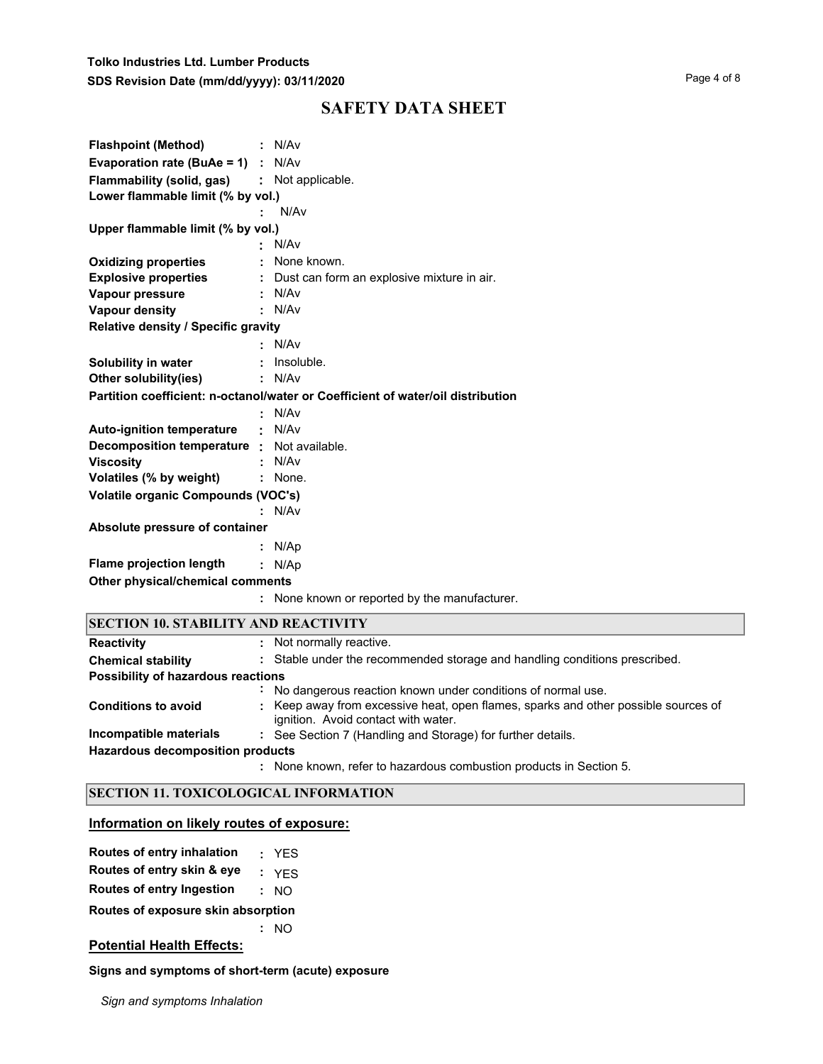# SAFETY DATA SHEET

**Flashpoint (Method)** : N/Av

**Evaporation rate (BuAe = 1)** : N/Av

**Flammability (solid, gas)** : Not applicable.

**Lower flammable limit (% by vol.)** : N/Av

**Upper flammable limit (% by vol.)** : N/Av

**Oxidizing properties** : None known.

**Explosive properties** : Dust can form an explosive mixture in air.

**Vapour pressure** : N/Av

**Vapour density** : N/Av

**Relative density / Specific gravity** : N/Av

**Solubility in water** : Insoluble.

**Other solubility(ies)** : N/Av

**Partition coefficient: n-octanol/water or Coefficient of water/oil distribution** : N/Av

**Auto-ignition temperature** : N/Av

**Decomposition temperature** : Not available.

**Viscosity** : N/Av

**Volatiles (% by weight)** : None.

**Volatile organic Compounds (VOC's)** : N/Av

**Absolute pressure of container** : N/Ap

**Flame projection length** : N/Ap

**Other physical/chemical comments** : None known or reported by the manufacturer.

## SECTION 10. STABILITY AND REACTIVITY

**Reactivity** : Not normally reactive.

**Chemical stability** : Stable under the recommended storage and handling conditions prescribed.

**Possibility of hazardous reactions** : No dangerous reaction known under conditions of normal use.

**Conditions to avoid** : Keep away from excessive heat, open flames, sparks and other possible sources of ignition. Avoid contact with water.

**Incompatible materials** : See Section 7 (Handling and Storage) for further details.

**Hazardous decomposition products** : None known, refer to hazardous combustion products in Section 5.

## SECTION 11. TOXICOLOGICAL INFORMATION

### Information on likely routes of exposure:

**Routes of entry inhalation** : YES

**Routes of entry skin & eye** : YES

**Routes of entry Ingestion** : NO

**Routes of exposure skin absorption** : NO

### Potential Health Effects:

**Signs and symptoms of short-term (acute) exposure**

*Sign and symptoms Inhalation*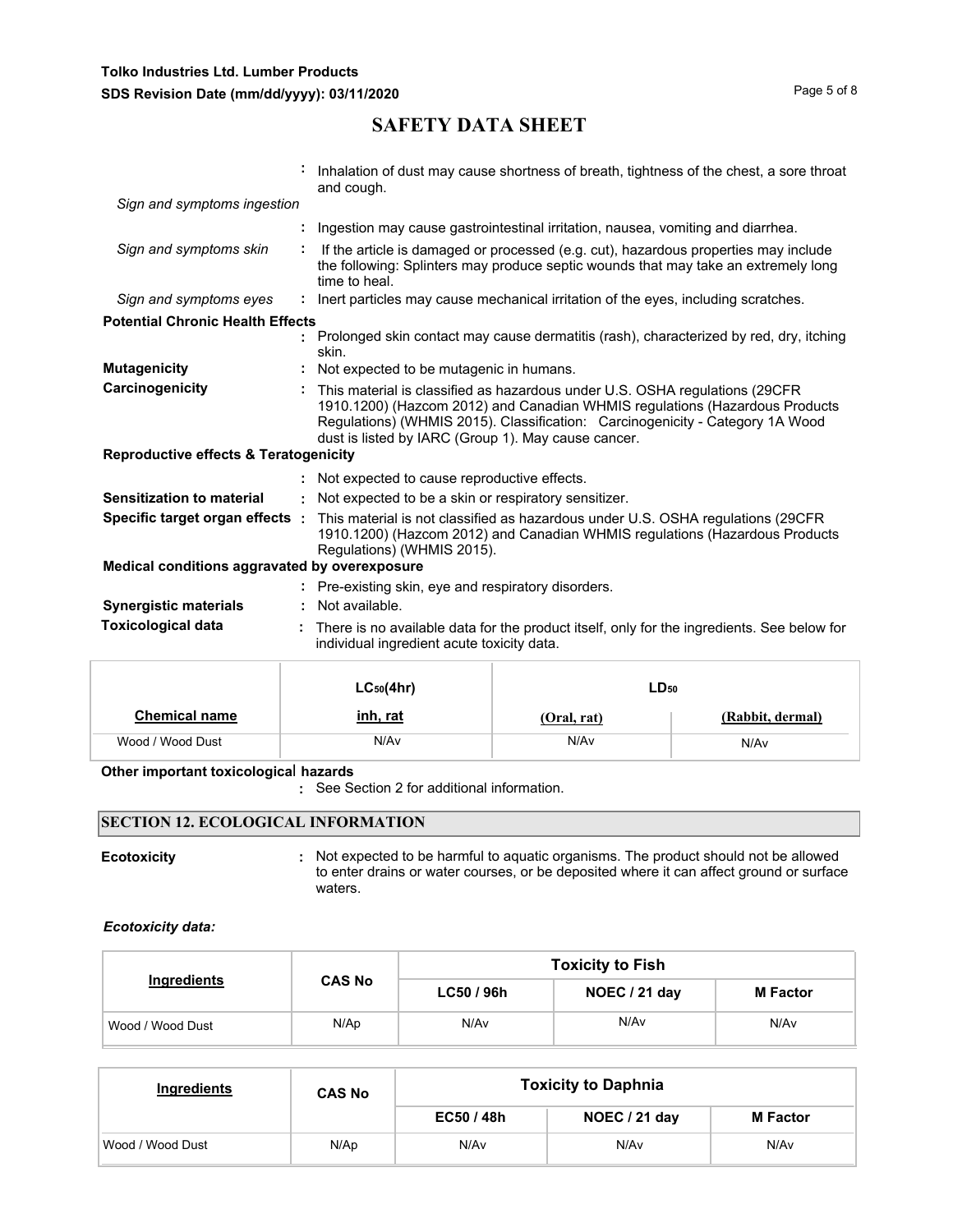# SAFETY DATA SHEET

: Inhalation of dust may cause shortness of breath, tightness of the chest, a sore throat and cough.

*Sign and symptoms ingestion*

: Ingestion may cause gastrointestinal irritation, nausea, vomiting and diarrhea.

*Sign and symptoms skin* : If the article is damaged or processed (e.g. cut), hazardous properties may include the following: Splinters may produce septic wounds that may take an extremely long time to heal.

*Sign and symptoms eyes* : Inert particles may cause mechanical irritation of the eyes, including scratches.

**Potential Chronic Health Effects**

: Prolonged skin contact may cause dermatitis (rash), characterized by red, dry, itching skin.

**Mutagenicity** : Not expected to be mutagenic in humans.

**Carcinogenicity** : This material is classified as hazardous under U.S. OSHA regulations (29CFR 1910.1200) (Hazcom 2012) and Canadian WHMIS regulations (Hazardous Products Regulations) (WHMIS 2015). Classification: Carcinogenicity - Category 1A Wood dust is listed by IARC (Group 1). May cause cancer.

**Reproductive effects & Teratogenicity**

: Not expected to cause reproductive effects.

**Sensitization to material** : Not expected to be a skin or respiratory sensitizer.

**Specific target organ effects** : This material is not classified as hazardous under U.S. OSHA regulations (29CFR 1910.1200) (Hazcom 2012) and Canadian WHMIS regulations (Hazardous Products Regulations) (WHMIS 2015).

**Medical conditions aggravated by overexposure**

: Pre-existing skin, eye and respiratory disorders.

**Synergistic materials** : Not available.

**Toxicological data** : There is no available data for the product itself, only for the ingredients. See below for individual ingredient acute toxicity data.

| | $LC_{50}$(4hr) | $LD_{50}$ | |
|---|---|---|---|
| **Chemical name** | **inh, rat** | **(Oral, rat)** | **(Rabbit, dermal)** |
| Wood / Wood Dust | N/Av | N/Av | N/Av |

**Other important toxicological hazards**

: See Section 2 for additional information.

## SECTION 12. ECOLOGICAL INFORMATION

**Ecotoxicity** : Not expected to be harmful to aquatic organisms. The product should not be allowed to enter drains or water courses, or be deposited where it can affect ground or surface waters.

***Ecotoxicity data:***

| Ingredients | CAS No | Toxicity to Fish | | |
|---|---|---|---|---|
| | | LC50 / 96h | NOEC / 21 day | M Factor |
| Wood / Wood Dust | N/Ap | N/Av | N/Av | N/Av |

| Ingredients | CAS No | Toxicity to Daphnia | | |
|---|---|---|---|---|
| | | EC50 / 48h | NOEC / 21 day | M Factor |
| Wood / Wood Dust | N/Ap | N/Av | N/Av | N/Av |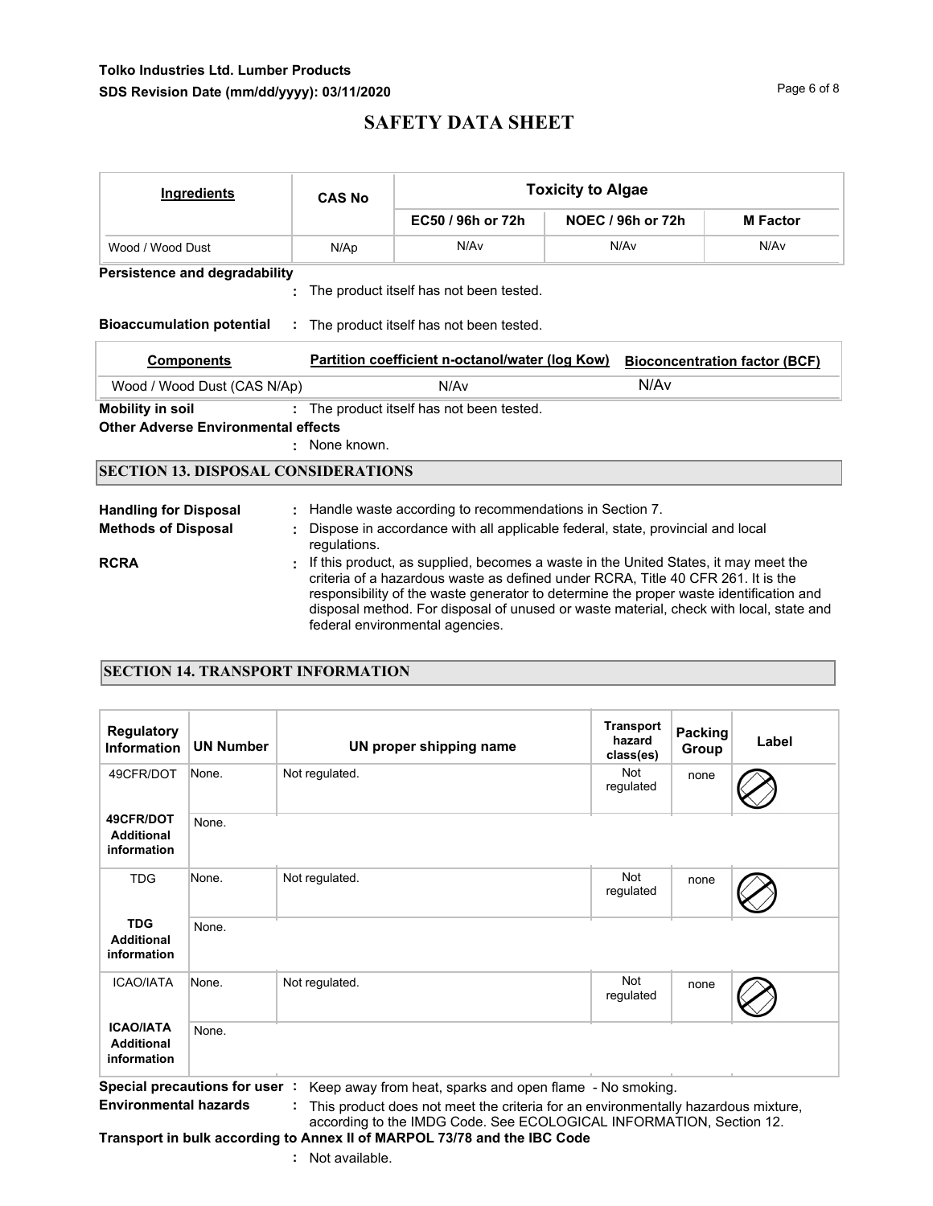| Ingredients | CAS No | Toxicity to Algae | | |
|---|---|---|---|---|
| | | EC50 / 96h or 72h | NOEC / 96h or 72h | M Factor |
| Wood / Wood Dust | N/Ap | N/Av | N/Av | N/Av |

**Persistence and degradability**
: The product itself has not been tested.

**Bioaccumulation potential** : The product itself has not been tested.

| Components | Partition coefficient n-octanol/water (log Kow) | Bioconcentration factor (BCF) |
|---|---|---|
| Wood / Wood Dust (CAS N/Ap) | N/Av | N/Av |

**Mobility in soil** : The product itself has not been tested.

**Other Adverse Environmental effects**
: None known.

## SECTION 13. DISPOSAL CONSIDERATIONS

**Handling for Disposal** : Handle waste according to recommendations in Section 7.

**Methods of Disposal** : Dispose in accordance with all applicable federal, state, provincial and local regulations.

**RCRA** : If this product, as supplied, becomes a waste in the United States, it may meet the criteria of a hazardous waste as defined under RCRA, Title 40 CFR 261. It is the responsibility of the waste generator to determine the proper waste identification and disposal method. For disposal of unused or waste material, check with local, state and federal environmental agencies.

## SECTION 14. TRANSPORT INFORMATION

| Regulatory Information | UN Number | UN proper shipping name | Transport hazard class(es) | Packing Group | Label |
|---|---|---|---|---|---|
| 49CFR/DOT | None. | Not regulated. | Not regulated | none | |
| 49CFR/DOT Additional information | None. | | | | |
| TDG | None. | Not regulated. | Not regulated | none | |
| TDG Additional information | None. | | | | |
| ICAO/IATA | None. | Not regulated. | Not regulated | none | |
| ICAO/IATA Additional information | None. | | | | |

**Special precautions for user** : Keep away from heat, sparks and open flame - No smoking.

**Environmental hazards** : This product does not meet the criteria for an environmentally hazardous mixture, according to the IMDG Code. See ECOLOGICAL INFORMATION, Section 12.

**Transport in bulk according to Annex II of MARPOL 73/78 and the IBC Code**
: Not available.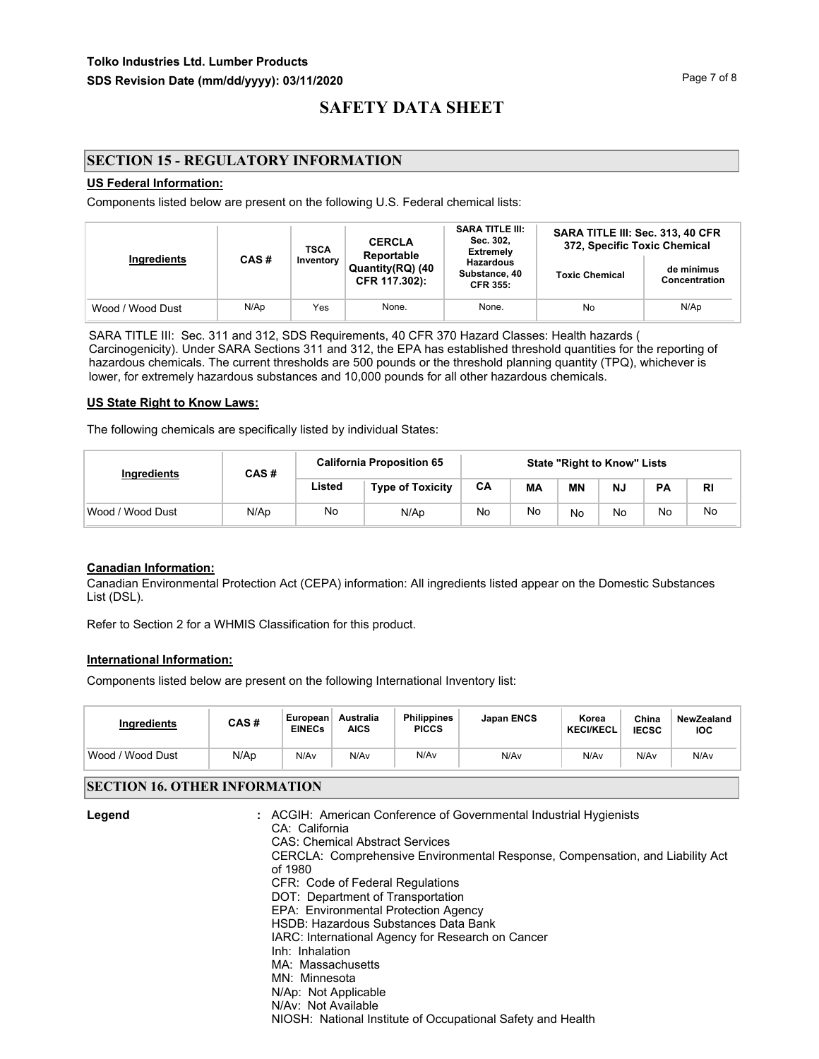## SECTION 15 - REGULATORY INFORMATION

**US Federal Information:**

Components listed below are present on the following U.S. Federal chemical lists:

| Ingredients | CAS # | TSCA Inventory | CERCLA Reportable Quantity(RQ) (40 CFR 117.302): | SARA TITLE III: Sec. 302, Extremely Hazardous Substance, 40 CFR 355: | SARA TITLE III: Sec. 313, 40 CFR 372, Specific Toxic Chemical | |
|---|---|---|---|---|---|---|
| | | | | | Toxic Chemical | de minimus Concentration |
| Wood / Wood Dust | N/Ap | Yes | None. | None. | No | N/Ap |

SARA TITLE III: Sec. 311 and 312, SDS Requirements, 40 CFR 370 Hazard Classes: Health hazards ( Carcinogenicity). Under SARA Sections 311 and 312, the EPA has established threshold quantities for the reporting of hazardous chemicals. The current thresholds are 500 pounds or the threshold planning quantity (TPQ), whichever is lower, for extremely hazardous substances and 10,000 pounds for all other hazardous chemicals.

**US State Right to Know Laws:**

The following chemicals are specifically listed by individual States:

| Ingredients | CAS # | California Proposition 65 | | State "Right to Know" Lists | | | | | |
|---|---|---|---|---|---|---|---|---|---|
| | | Listed | Type of Toxicity | CA | MA | MN | NJ | PA | RI |
| Wood / Wood Dust | N/Ap | No | N/Ap | No | No | No | No | No | No |

**Canadian Information:**

Canadian Environmental Protection Act (CEPA) information: All ingredients listed appear on the Domestic Substances List (DSL).

Refer to Section 2 for a WHMIS Classification for this product.

**International Information:**

Components listed below are present on the following International Inventory list:

| Ingredients | CAS # | European EINECs | Australia AICS | Philippines PICCS | Japan ENCS | Korea KECI/KECL | China IECSC | NewZealand IOC |
|---|---|---|---|---|---|---|---|---|
| Wood / Wood Dust | N/Ap | N/Av | N/Av | N/Av | N/Av | N/Av | N/Av | N/Av |

## SECTION 16. OTHER INFORMATION

**Legend** :

ACGIH: American Conference of Governmental Industrial Hygienists
CA: California
CAS: Chemical Abstract Services
CERCLA: Comprehensive Environmental Response, Compensation, and Liability Act of 1980
CFR: Code of Federal Regulations
DOT: Department of Transportation
EPA: Environmental Protection Agency
HSDB: Hazardous Substances Data Bank
IARC: International Agency for Research on Cancer
Inh: Inhalation
MA: Massachusetts
MN: Minnesota
N/Ap: Not Applicable
N/Av: Not Available
NIOSH: National Institute of Occupational Safety and Health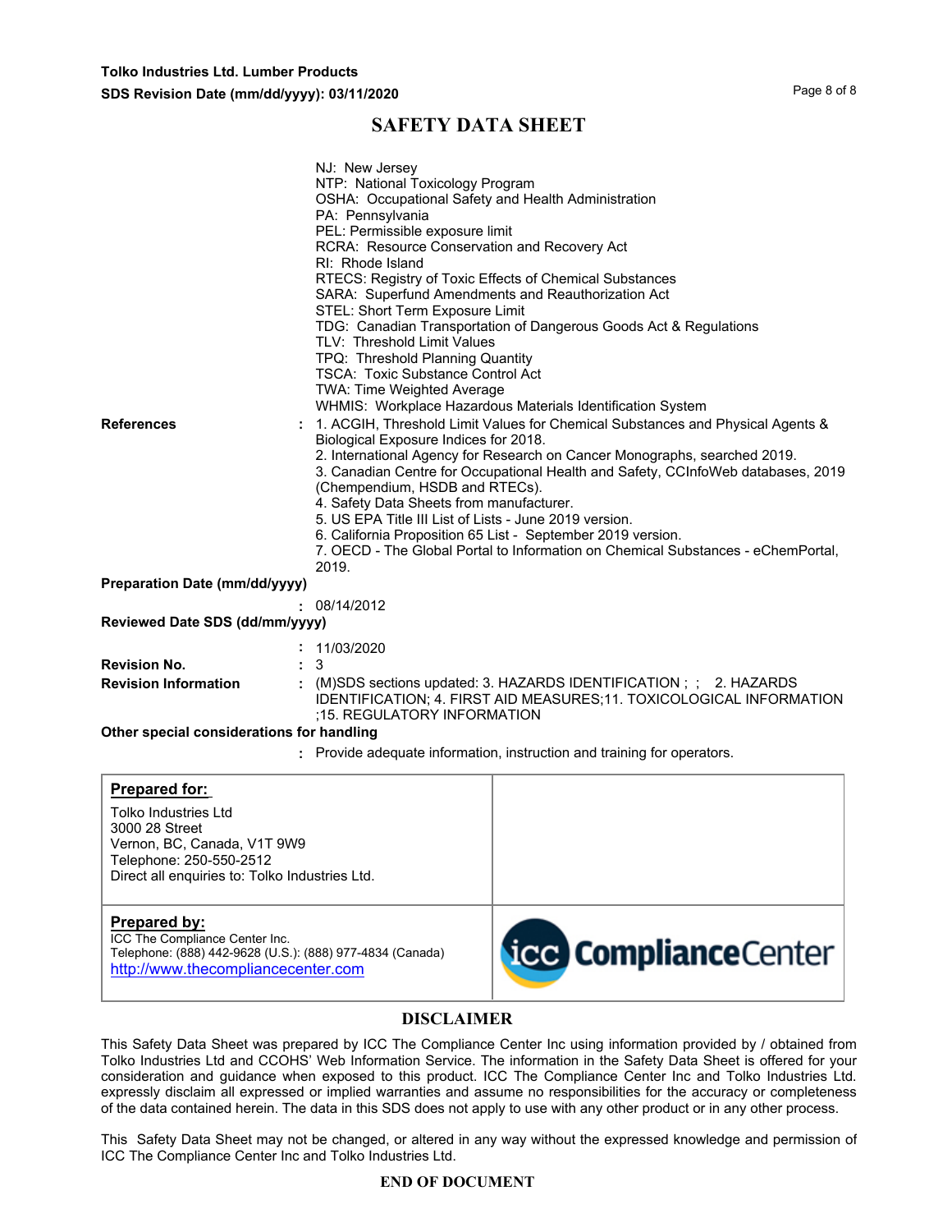# SAFETY DATA SHEET

NJ: New Jersey
NTP: National Toxicology Program
OSHA: Occupational Safety and Health Administration
PA: Pennsylvania
PEL: Permissible exposure limit
RCRA: Resource Conservation and Recovery Act
RI: Rhode Island
RTECS: Registry of Toxic Effects of Chemical Substances
SARA: Superfund Amendments and Reauthorization Act
STEL: Short Term Exposure Limit
TDG: Canadian Transportation of Dangerous Goods Act & Regulations
TLV: Threshold Limit Values
TPQ: Threshold Planning Quantity
TSCA: Toxic Substance Control Act
TWA: Time Weighted Average
WHMIS: Workplace Hazardous Materials Identification System

**References** : 1. ACGIH, Threshold Limit Values for Chemical Substances and Physical Agents & Biological Exposure Indices for 2018.
2. International Agency for Research on Cancer Monographs, searched 2019.
3. Canadian Centre for Occupational Health and Safety, CCInfoWeb databases, 2019 (Chempendium, HSDB and RTECs).
4. Safety Data Sheets from manufacturer.
5. US EPA Title III List of Lists - June 2019 version.
6. California Proposition 65 List - September 2019 version.
7. OECD - The Global Portal to Information on Chemical Substances - eChemPortal, 2019.

**Preparation Date (mm/dd/yyyy)** : 08/14/2012

**Reviewed Date SDS (dd/mm/yyyy)** : 11/03/2020

**Revision No.** : 3

**Revision Information** : (M)SDS sections updated: 3. HAZARDS IDENTIFICATION ; ; 2. HAZARDS IDENTIFICATION; 4. FIRST AID MEASURES;11. TOXICOLOGICAL INFORMATION ;15. REGULATORY INFORMATION

**Other special considerations for handling** : Provide adequate information, instruction and training for operators.

| | |
|---|---|
| **Prepared for:**<br>Tolko Industries Ltd<br>3000 28 Street<br>Vernon, BC, Canada, V1T 9W9<br>Telephone: 250-550-2512<br>Direct all enquiries to: Tolko Industries Ltd. | |
| **Prepared by:**<br>ICC The Compliance Center Inc.<br>Telephone: (888) 442-9628 (U.S.): (888) 977-4834 (Canada)<br>http://www.thecompliancecenter.com | icc ComplianceCenter |

## DISCLAIMER

This Safety Data Sheet was prepared by ICC The Compliance Center Inc using information provided by / obtained from Tolko Industries Ltd and CCOHS' Web Information Service. The information in the Safety Data Sheet is offered for your consideration and guidance when exposed to this product. ICC The Compliance Center Inc and Tolko Industries Ltd. expressly disclaim all expressed or implied warranties and assume no responsibilities for the accuracy or completeness of the data contained herein. The data in this SDS does not apply to use with any other product or in any other process.

This Safety Data Sheet may not be changed, or altered in any way without the expressed knowledge and permission of ICC The Compliance Center Inc and Tolko Industries Ltd.

**END OF DOCUMENT**